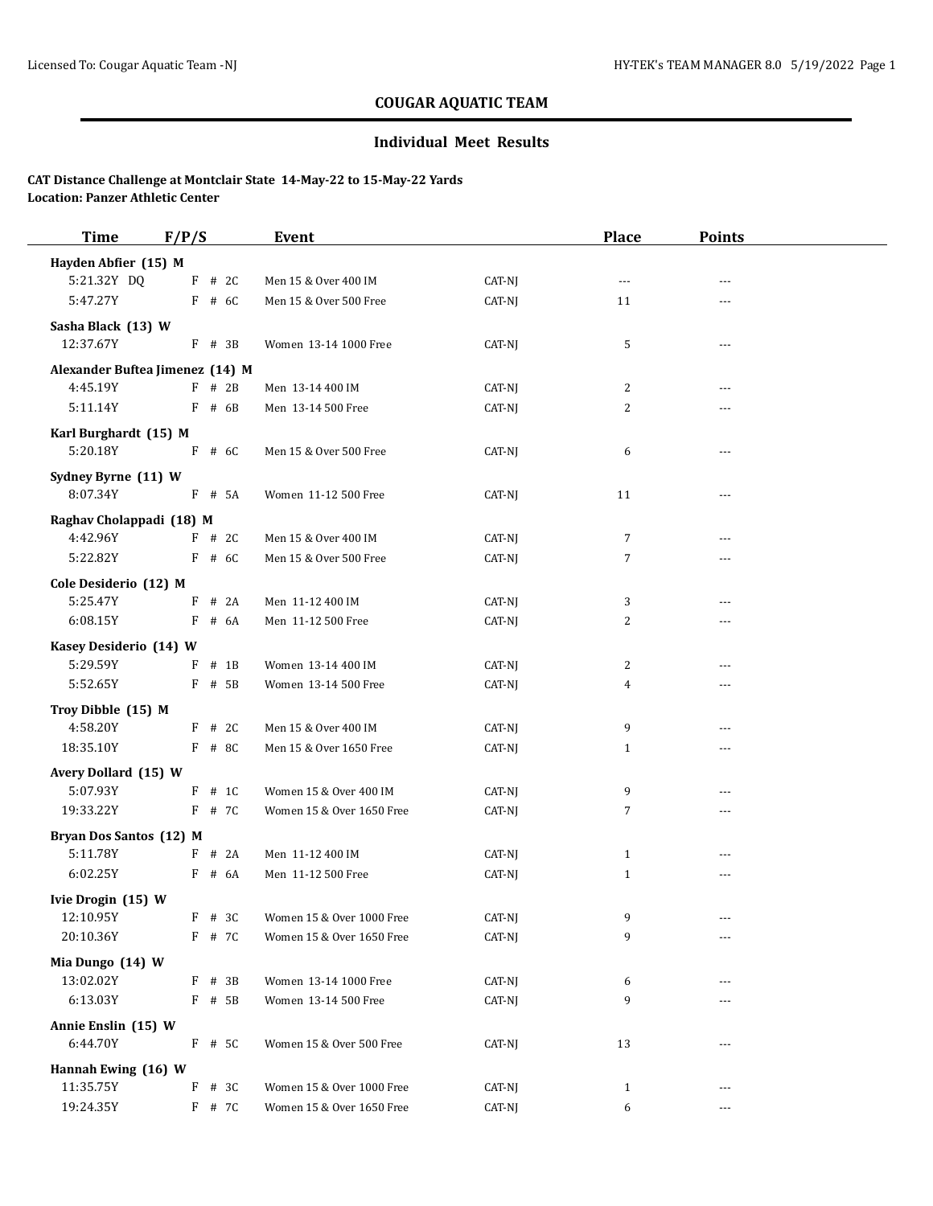## COUGAR AQUATIC TEAM

### Individual Meet Results

**CAT Distance Challenge at Montclair State 14-May-22 to 15-May-22 Yards**
**Location: Panzer Athletic Center**

| Time | F/P/S | | Event | | Place | Points |
|---|---|---|---|---|---|---|
| **Hayden Abfier (15) M** | | | | | | |
| 5:21.32Y DQ | F | # 2C | Men 15 & Over 400 IM | CAT-NJ | --- | --- |
| 5:47.27Y | F | # 6C | Men 15 & Over 500 Free | CAT-NJ | 11 | --- |
| **Sasha Black (13) W** | | | | | | |
| 12:37.67Y | F | # 3B | Women 13-14 1000 Free | CAT-NJ | 5 | --- |
| **Alexander Buftea Jimenez (14) M** | | | | | | |
| 4:45.19Y | F | # 2B | Men 13-14 400 IM | CAT-NJ | 2 | --- |
| 5:11.14Y | F | # 6B | Men 13-14 500 Free | CAT-NJ | 2 | --- |
| **Karl Burghardt (15) M** | | | | | | |
| 5:20.18Y | F | # 6C | Men 15 & Over 500 Free | CAT-NJ | 6 | --- |
| **Sydney Byrne (11) W** | | | | | | |
| 8:07.34Y | F | # 5A | Women 11-12 500 Free | CAT-NJ | 11 | --- |
| **Raghav Cholappadi (18) M** | | | | | | |
| 4:42.96Y | F | # 2C | Men 15 & Over 400 IM | CAT-NJ | 7 | --- |
| 5:22.82Y | F | # 6C | Men 15 & Over 500 Free | CAT-NJ | 7 | --- |
| **Cole Desiderio (12) M** | | | | | | |
| 5:25.47Y | F | # 2A | Men 11-12 400 IM | CAT-NJ | 3 | --- |
| 6:08.15Y | F | # 6A | Men 11-12 500 Free | CAT-NJ | 2 | --- |
| **Kasey Desiderio (14) W** | | | | | | |
| 5:29.59Y | F | # 1B | Women 13-14 400 IM | CAT-NJ | 2 | --- |
| 5:52.65Y | F | # 5B | Women 13-14 500 Free | CAT-NJ | 4 | --- |
| **Troy Dibble (15) M** | | | | | | |
| 4:58.20Y | F | # 2C | Men 15 & Over 400 IM | CAT-NJ | 9 | --- |
| 18:35.10Y | F | # 8C | Men 15 & Over 1650 Free | CAT-NJ | 1 | --- |
| **Avery Dollard (15) W** | | | | | | |
| 5:07.93Y | F | # 1C | Women 15 & Over 400 IM | CAT-NJ | 9 | --- |
| 19:33.22Y | F | # 7C | Women 15 & Over 1650 Free | CAT-NJ | 7 | --- |
| **Bryan Dos Santos (12) M** | | | | | | |
| 5:11.78Y | F | # 2A | Men 11-12 400 IM | CAT-NJ | 1 | --- |
| 6:02.25Y | F | # 6A | Men 11-12 500 Free | CAT-NJ | 1 | --- |
| **Ivie Drogin (15) W** | | | | | | |
| 12:10.95Y | F | # 3C | Women 15 & Over 1000 Free | CAT-NJ | 9 | --- |
| 20:10.36Y | F | # 7C | Women 15 & Over 1650 Free | CAT-NJ | 9 | --- |
| **Mia Dungo (14) W** | | | | | | |
| 13:02.02Y | F | # 3B | Women 13-14 1000 Free | CAT-NJ | 6 | --- |
| 6:13.03Y | F | # 5B | Women 13-14 500 Free | CAT-NJ | 9 | --- |
| **Annie Enslin (15) W** | | | | | | |
| 6:44.70Y | F | # 5C | Women 15 & Over 500 Free | CAT-NJ | 13 | --- |
| **Hannah Ewing (16) W** | | | | | | |
| 11:35.75Y | F | # 3C | Women 15 & Over 1000 Free | CAT-NJ | 1 | --- |
| 19:24.35Y | F | # 7C | Women 15 & Over 1650 Free | CAT-NJ | 6 | --- |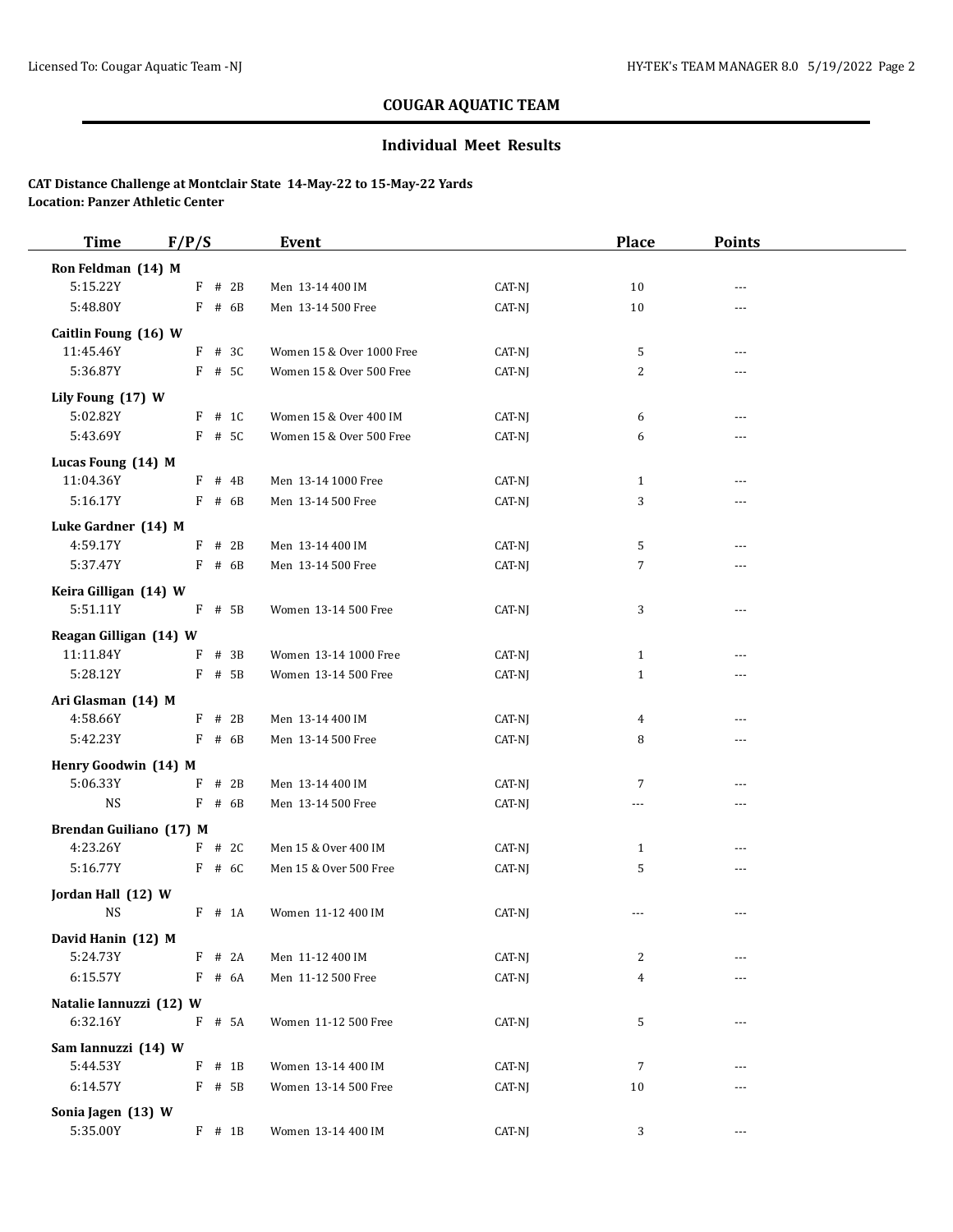# COUGAR AQUATIC TEAM

## Individual Meet Results

**CAT Distance Challenge at Montclair State 14-May-22 to 15-May-22 Yards**
**Location: Panzer Athletic Center**

| Time | F/P/S | Event | | Place | Points |
|---|---|---|---|---|---|
| **Ron Feldman (14) M** | | | | | |
| 5:15.22Y | F # 2B | Men 13-14 400 IM | CAT-NJ | 10 | --- |
| 5:48.80Y | F # 6B | Men 13-14 500 Free | CAT-NJ | 10 | --- |
| **Caitlin Foung (16) W** | | | | | |
| 11:45.46Y | F # 3C | Women 15 & Over 1000 Free | CAT-NJ | 5 | --- |
| 5:36.87Y | F # 5C | Women 15 & Over 500 Free | CAT-NJ | 2 | --- |
| **Lily Foung (17) W** | | | | | |
| 5:02.82Y | F # 1C | Women 15 & Over 400 IM | CAT-NJ | 6 | --- |
| 5:43.69Y | F # 5C | Women 15 & Over 500 Free | CAT-NJ | 6 | --- |
| **Lucas Foung (14) M** | | | | | |
| 11:04.36Y | F # 4B | Men 13-14 1000 Free | CAT-NJ | 1 | --- |
| 5:16.17Y | F # 6B | Men 13-14 500 Free | CAT-NJ | 3 | --- |
| **Luke Gardner (14) M** | | | | | |
| 4:59.17Y | F # 2B | Men 13-14 400 IM | CAT-NJ | 5 | --- |
| 5:37.47Y | F # 6B | Men 13-14 500 Free | CAT-NJ | 7 | --- |
| **Keira Gilligan (14) W** | | | | | |
| 5:51.11Y | F # 5B | Women 13-14 500 Free | CAT-NJ | 3 | --- |
| **Reagan Gilligan (14) W** | | | | | |
| 11:11.84Y | F # 3B | Women 13-14 1000 Free | CAT-NJ | 1 | --- |
| 5:28.12Y | F # 5B | Women 13-14 500 Free | CAT-NJ | 1 | --- |
| **Ari Glasman (14) M** | | | | | |
| 4:58.66Y | F # 2B | Men 13-14 400 IM | CAT-NJ | 4 | --- |
| 5:42.23Y | F # 6B | Men 13-14 500 Free | CAT-NJ | 8 | --- |
| **Henry Goodwin (14) M** | | | | | |
| 5:06.33Y | F # 2B | Men 13-14 400 IM | CAT-NJ | 7 | --- |
| NS | F # 6B | Men 13-14 500 Free | CAT-NJ | --- | --- |
| **Brendan Guiliano (17) M** | | | | | |
| 4:23.26Y | F # 2C | Men 15 & Over 400 IM | CAT-NJ | 1 | --- |
| 5:16.77Y | F # 6C | Men 15 & Over 500 Free | CAT-NJ | 5 | --- |
| **Jordan Hall (12) W** | | | | | |
| NS | F # 1A | Women 11-12 400 IM | CAT-NJ | --- | --- |
| **David Hanin (12) M** | | | | | |
| 5:24.73Y | F # 2A | Men 11-12 400 IM | CAT-NJ | 2 | --- |
| 6:15.57Y | F # 6A | Men 11-12 500 Free | CAT-NJ | 4 | --- |
| **Natalie Iannuzzi (12) W** | | | | | |
| 6:32.16Y | F # 5A | Women 11-12 500 Free | CAT-NJ | 5 | --- |
| **Sam Iannuzzi (14) W** | | | | | |
| 5:44.53Y | F # 1B | Women 13-14 400 IM | CAT-NJ | 7 | --- |
| 6:14.57Y | F # 5B | Women 13-14 500 Free | CAT-NJ | 10 | --- |
| **Sonia Jagen (13) W** | | | | | |
| 5:35.00Y | F # 1B | Women 13-14 400 IM | CAT-NJ | 3 | --- |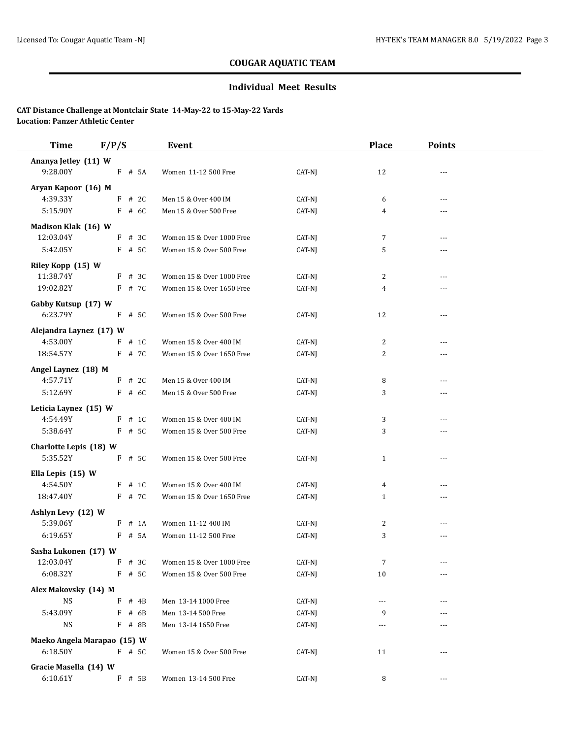## COUGAR AQUATIC TEAM

### Individual Meet Results

**CAT Distance Challenge at Montclair State 14-May-22 to 15-May-22 Yards**
**Location: Panzer Athletic Center**

| Time | F/P/S | | Event | | Place | Points |
|---|---|---|---|---|---|---|
| **Ananya Jetley (11) W** | | | | | | |
| 9:28.00Y | F | # 5A | Women 11-12 500 Free | CAT-NJ | 12 | --- |
| **Aryan Kapoor (16) M** | | | | | | |
| 4:39.33Y | F | # 2C | Men 15 & Over 400 IM | CAT-NJ | 6 | --- |
| 5:15.90Y | F | # 6C | Men 15 & Over 500 Free | CAT-NJ | 4 | --- |
| **Madison Klak (16) W** | | | | | | |
| 12:03.04Y | F | # 3C | Women 15 & Over 1000 Free | CAT-NJ | 7 | --- |
| 5:42.05Y | F | # 5C | Women 15 & Over 500 Free | CAT-NJ | 5 | --- |
| **Riley Kopp (15) W** | | | | | | |
| 11:38.74Y | F | # 3C | Women 15 & Over 1000 Free | CAT-NJ | 2 | --- |
| 19:02.82Y | F | # 7C | Women 15 & Over 1650 Free | CAT-NJ | 4 | --- |
| **Gabby Kutsup (17) W** | | | | | | |
| 6:23.79Y | F | # 5C | Women 15 & Over 500 Free | CAT-NJ | 12 | --- |
| **Alejandra Laynez (17) W** | | | | | | |
| 4:53.00Y | F | # 1C | Women 15 & Over 400 IM | CAT-NJ | 2 | --- |
| 18:54.57Y | F | # 7C | Women 15 & Over 1650 Free | CAT-NJ | 2 | --- |
| **Angel Laynez (18) M** | | | | | | |
| 4:57.71Y | F | # 2C | Men 15 & Over 400 IM | CAT-NJ | 8 | --- |
| 5:12.69Y | F | # 6C | Men 15 & Over 500 Free | CAT-NJ | 3 | --- |
| **Leticia Laynez (15) W** | | | | | | |
| 4:54.49Y | F | # 1C | Women 15 & Over 400 IM | CAT-NJ | 3 | --- |
| 5:38.64Y | F | # 5C | Women 15 & Over 500 Free | CAT-NJ | 3 | --- |
| **Charlotte Lepis (18) W** | | | | | | |
| 5:35.52Y | F | # 5C | Women 15 & Over 500 Free | CAT-NJ | 1 | --- |
| **Ella Lepis (15) W** | | | | | | |
| 4:54.50Y | F | # 1C | Women 15 & Over 400 IM | CAT-NJ | 4 | --- |
| 18:47.40Y | F | # 7C | Women 15 & Over 1650 Free | CAT-NJ | 1 | --- |
| **Ashlyn Levy (12) W** | | | | | | |
| 5:39.06Y | F | # 1A | Women 11-12 400 IM | CAT-NJ | 2 | --- |
| 6:19.65Y | F | # 5A | Women 11-12 500 Free | CAT-NJ | 3 | --- |
| **Sasha Lukonen (17) W** | | | | | | |
| 12:03.04Y | F | # 3C | Women 15 & Over 1000 Free | CAT-NJ | 7 | --- |
| 6:08.32Y | F | # 5C | Women 15 & Over 500 Free | CAT-NJ | 10 | --- |
| **Alex Makovsky (14) M** | | | | | | |
| NS | F | # 4B | Men 13-14 1000 Free | CAT-NJ | --- | --- |
| 5:43.09Y | F | # 6B | Men 13-14 500 Free | CAT-NJ | 9 | --- |
| NS | F | # 8B | Men 13-14 1650 Free | CAT-NJ | --- | --- |
| **Maeko Angela Marapao (15) W** | | | | | | |
| 6:18.50Y | F | # 5C | Women 15 & Over 500 Free | CAT-NJ | 11 | --- |
| **Gracie Masella (14) W** | | | | | | |
| 6:10.61Y | F | # 5B | Women 13-14 500 Free | CAT-NJ | 8 | --- |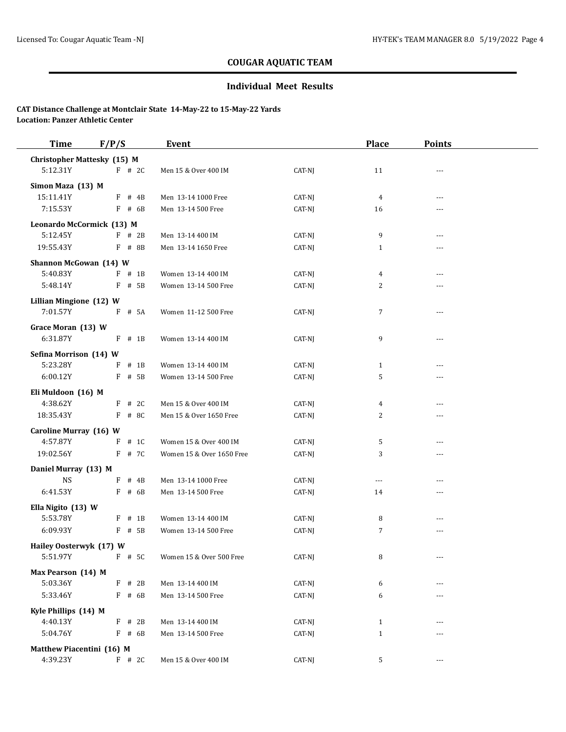## COUGAR AQUATIC TEAM

### Individual Meet Results

**CAT Distance Challenge at Montclair State 14-May-22 to 15-May-22 Yards**
**Location: Panzer Athletic Center**

| Time | F/P/S | Event | | Place | Points |
|---|---|---|---|---|---|
| **Christopher Mattesky (15) M** | | | | | |
| 5:12.31Y | F # 2C | Men 15 & Over 400 IM | CAT-NJ | 11 | --- |
| **Simon Maza (13) M** | | | | | |
| 15:11.41Y | F # 4B | Men 13-14 1000 Free | CAT-NJ | 4 | --- |
| 7:15.53Y | F # 6B | Men 13-14 500 Free | CAT-NJ | 16 | --- |
| **Leonardo McCormick (13) M** | | | | | |
| 5:12.45Y | F # 2B | Men 13-14 400 IM | CAT-NJ | 9 | --- |
| 19:55.43Y | F # 8B | Men 13-14 1650 Free | CAT-NJ | 1 | --- |
| **Shannon McGowan (14) W** | | | | | |
| 5:40.83Y | F # 1B | Women 13-14 400 IM | CAT-NJ | 4 | --- |
| 5:48.14Y | F # 5B | Women 13-14 500 Free | CAT-NJ | 2 | --- |
| **Lillian Mingione (12) W** | | | | | |
| 7:01.57Y | F # 5A | Women 11-12 500 Free | CAT-NJ | 7 | --- |
| **Grace Moran (13) W** | | | | | |
| 6:31.87Y | F # 1B | Women 13-14 400 IM | CAT-NJ | 9 | --- |
| **Sefina Morrison (14) W** | | | | | |
| 5:23.28Y | F # 1B | Women 13-14 400 IM | CAT-NJ | 1 | --- |
| 6:00.12Y | F # 5B | Women 13-14 500 Free | CAT-NJ | 5 | --- |
| **Eli Muldoon (16) M** | | | | | |
| 4:38.62Y | F # 2C | Men 15 & Over 400 IM | CAT-NJ | 4 | --- |
| 18:35.43Y | F # 8C | Men 15 & Over 1650 Free | CAT-NJ | 2 | --- |
| **Caroline Murray (16) W** | | | | | |
| 4:57.87Y | F # 1C | Women 15 & Over 400 IM | CAT-NJ | 5 | --- |
| 19:02.56Y | F # 7C | Women 15 & Over 1650 Free | CAT-NJ | 3 | --- |
| **Daniel Murray (13) M** | | | | | |
| NS | F # 4B | Men 13-14 1000 Free | CAT-NJ | --- | --- |
| 6:41.53Y | F # 6B | Men 13-14 500 Free | CAT-NJ | 14 | --- |
| **Ella Nigito (13) W** | | | | | |
| 5:53.78Y | F # 1B | Women 13-14 400 IM | CAT-NJ | 8 | --- |
| 6:09.93Y | F # 5B | Women 13-14 500 Free | CAT-NJ | 7 | --- |
| **Hailey Oosterwyk (17) W** | | | | | |
| 5:51.97Y | F # 5C | Women 15 & Over 500 Free | CAT-NJ | 8 | --- |
| **Max Pearson (14) M** | | | | | |
| 5:03.36Y | F # 2B | Men 13-14 400 IM | CAT-NJ | 6 | --- |
| 5:33.46Y | F # 6B | Men 13-14 500 Free | CAT-NJ | 6 | --- |
| **Kyle Phillips (14) M** | | | | | |
| 4:40.13Y | F # 2B | Men 13-14 400 IM | CAT-NJ | 1 | --- |
| 5:04.76Y | F # 6B | Men 13-14 500 Free | CAT-NJ | 1 | --- |
| **Matthew Piacentini (16) M** | | | | | |
| 4:39.23Y | F # 2C | Men 15 & Over 400 IM | CAT-NJ | 5 | --- |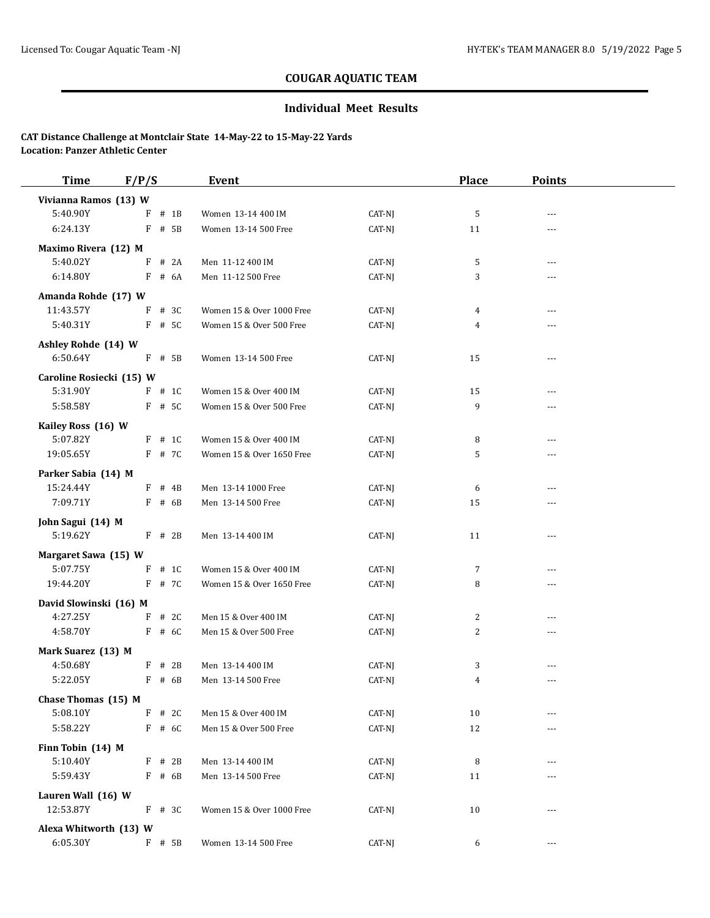## COUGAR AQUATIC TEAM

### Individual Meet Results

**CAT Distance Challenge at Montclair State 14-May-22 to 15-May-22 Yards**
**Location: Panzer Athletic Center**

| Time | F/P/S | | Event | | Place | Points |
|---|---|---|---|---|---|---|
| **Vivianna Ramos (13) W** | | | | | | |
| 5:40.90Y | F | # 1B | Women 13-14 400 IM | CAT-NJ | 5 | --- |
| 6:24.13Y | F | # 5B | Women 13-14 500 Free | CAT-NJ | 11 | --- |
| **Maximo Rivera (12) M** | | | | | | |
| 5:40.02Y | F | # 2A | Men 11-12 400 IM | CAT-NJ | 5 | --- |
| 6:14.80Y | F | # 6A | Men 11-12 500 Free | CAT-NJ | 3 | --- |
| **Amanda Rohde (17) W** | | | | | | |
| 11:43.57Y | F | # 3C | Women 15 & Over 1000 Free | CAT-NJ | 4 | --- |
| 5:40.31Y | F | # 5C | Women 15 & Over 500 Free | CAT-NJ | 4 | --- |
| **Ashley Rohde (14) W** | | | | | | |
| 6:50.64Y | F | # 5B | Women 13-14 500 Free | CAT-NJ | 15 | --- |
| **Caroline Rosiecki (15) W** | | | | | | |
| 5:31.90Y | F | # 1C | Women 15 & Over 400 IM | CAT-NJ | 15 | --- |
| 5:58.58Y | F | # 5C | Women 15 & Over 500 Free | CAT-NJ | 9 | --- |
| **Kailey Ross (16) W** | | | | | | |
| 5:07.82Y | F | # 1C | Women 15 & Over 400 IM | CAT-NJ | 8 | --- |
| 19:05.65Y | F | # 7C | Women 15 & Over 1650 Free | CAT-NJ | 5 | --- |
| **Parker Sabia (14) M** | | | | | | |
| 15:24.44Y | F | # 4B | Men 13-14 1000 Free | CAT-NJ | 6 | --- |
| 7:09.71Y | F | # 6B | Men 13-14 500 Free | CAT-NJ | 15 | --- |
| **John Sagui (14) M** | | | | | | |
| 5:19.62Y | F | # 2B | Men 13-14 400 IM | CAT-NJ | 11 | --- |
| **Margaret Sawa (15) W** | | | | | | |
| 5:07.75Y | F | # 1C | Women 15 & Over 400 IM | CAT-NJ | 7 | --- |
| 19:44.20Y | F | # 7C | Women 15 & Over 1650 Free | CAT-NJ | 8 | --- |
| **David Slowinski (16) M** | | | | | | |
| 4:27.25Y | F | # 2C | Men 15 & Over 400 IM | CAT-NJ | 2 | --- |
| 4:58.70Y | F | # 6C | Men 15 & Over 500 Free | CAT-NJ | 2 | --- |
| **Mark Suarez (13) M** | | | | | | |
| 4:50.68Y | F | # 2B | Men 13-14 400 IM | CAT-NJ | 3 | --- |
| 5:22.05Y | F | # 6B | Men 13-14 500 Free | CAT-NJ | 4 | --- |
| **Chase Thomas (15) M** | | | | | | |
| 5:08.10Y | F | # 2C | Men 15 & Over 400 IM | CAT-NJ | 10 | --- |
| 5:58.22Y | F | # 6C | Men 15 & Over 500 Free | CAT-NJ | 12 | --- |
| **Finn Tobin (14) M** | | | | | | |
| 5:10.40Y | F | # 2B | Men 13-14 400 IM | CAT-NJ | 8 | --- |
| 5:59.43Y | F | # 6B | Men 13-14 500 Free | CAT-NJ | 11 | --- |
| **Lauren Wall (16) W** | | | | | | |
| 12:53.87Y | F | # 3C | Women 15 & Over 1000 Free | CAT-NJ | 10 | --- |
| **Alexa Whitworth (13) W** | | | | | | |
| 6:05.30Y | F | # 5B | Women 13-14 500 Free | CAT-NJ | 6 | --- |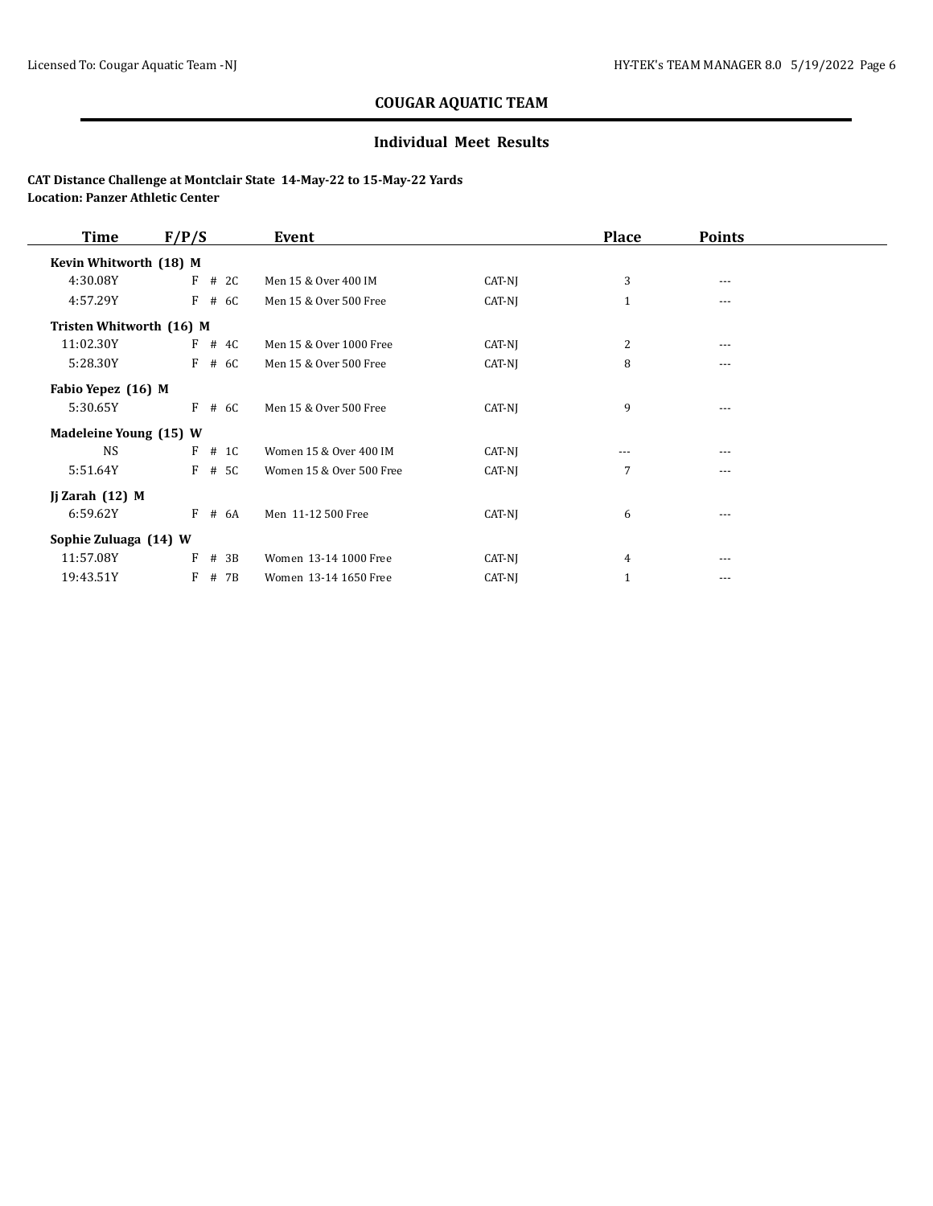## COUGAR AQUATIC TEAM

### Individual Meet Results

**CAT Distance Challenge at Montclair State 14-May-22 to 15-May-22 Yards**
**Location: Panzer Athletic Center**

| Time | F/P/S | Event | | Place | Points |
|---|---|---|---|---|---|
| **Kevin Whitworth (18) M** | | | | | |
| 4:30.08Y | F # 2C | Men 15 & Over 400 IM | CAT-NJ | 3 | --- |
| 4:57.29Y | F # 6C | Men 15 & Over 500 Free | CAT-NJ | 1 | --- |
| **Tristen Whitworth (16) M** | | | | | |
| 11:02.30Y | F # 4C | Men 15 & Over 1000 Free | CAT-NJ | 2 | --- |
| 5:28.30Y | F # 6C | Men 15 & Over 500 Free | CAT-NJ | 8 | --- |
| **Fabio Yepez (16) M** | | | | | |
| 5:30.65Y | F # 6C | Men 15 & Over 500 Free | CAT-NJ | 9 | --- |
| **Madeleine Young (15) W** | | | | | |
| NS | F # 1C | Women 15 & Over 400 IM | CAT-NJ | --- | --- |
| 5:51.64Y | F # 5C | Women 15 & Over 500 Free | CAT-NJ | 7 | --- |
| **Jj Zarah (12) M** | | | | | |
| 6:59.62Y | F # 6A | Men 11-12 500 Free | CAT-NJ | 6 | --- |
| **Sophie Zuluaga (14) W** | | | | | |
| 11:57.08Y | F # 3B | Women 13-14 1000 Free | CAT-NJ | 4 | --- |
| 19:43.51Y | F # 7B | Women 13-14 1650 Free | CAT-NJ | 1 | --- |